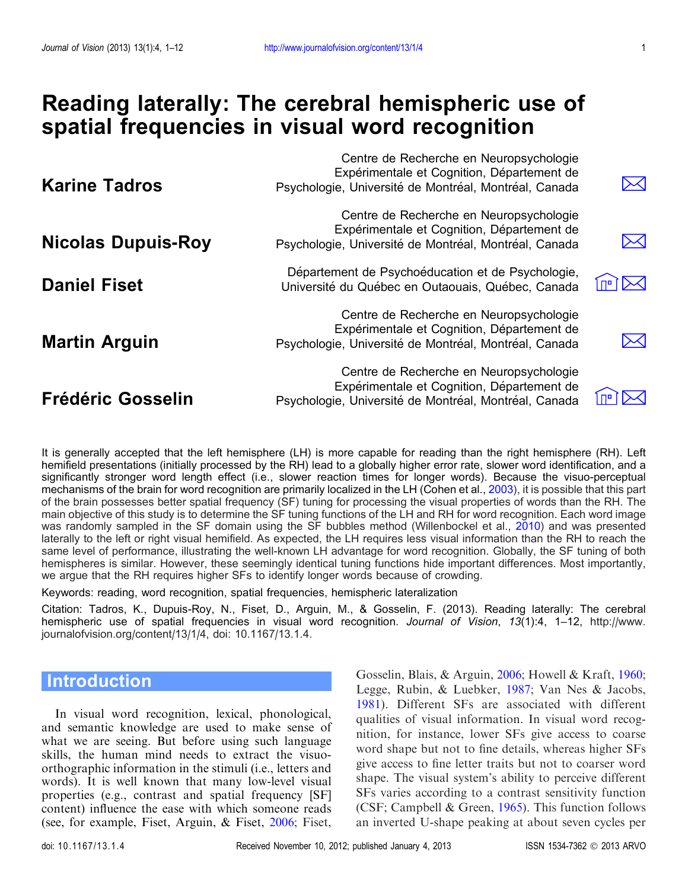# Reading laterally: The cerebral hemispheric use of spatial frequencies in visual word recognition

**Karine Tadros** — Centre de Recherche en Neuropsychologie Expérimentale et Cognition, Département de Psychologie, Université de Montréal, Montréal, Canada

**Nicolas Dupuis-Roy** — Centre de Recherche en Neuropsychologie Expérimentale et Cognition, Département de Psychologie, Université de Montréal, Montréal, Canada

**Daniel Fiset** — Département de Psychoéducation et de Psychologie, Université du Québec en Outaouais, Québec, Canada

**Martin Arguin** — Centre de Recherche en Neuropsychologie Expérimentale et Cognition, Département de Psychologie, Université de Montréal, Montréal, Canada

**Frédéric Gosselin** — Centre de Recherche en Neuropsychologie Expérimentale et Cognition, Département de Psychologie, Université de Montréal, Montréal, Canada

It is generally accepted that the left hemisphere (LH) is more capable for reading than the right hemisphere (RH). Left hemifield presentations (initially processed by the RH) lead to a globally higher error rate, slower word identification, and a significantly stronger word length effect (i.e., slower reaction times for longer words). Because the visuo-perceptual mechanisms of the brain for word recognition are primarily localized in the LH (Cohen et al., 2003), it is possible that this part of the brain possesses better spatial frequency (SF) tuning for processing the visual properties of words than the RH. The main objective of this study is to determine the SF tuning functions of the LH and RH for word recognition. Each word image was randomly sampled in the SF domain using the SF bubbles method (Willenbockel et al., 2010) and was presented laterally to the left or right visual hemifield. As expected, the LH requires less visual information than the RH to reach the same level of performance, illustrating the well-known LH advantage for word recognition. Globally, the SF tuning of both hemispheres is similar. However, these seemingly identical tuning functions hide important differences. Most importantly, we argue that the RH requires higher SFs to identify longer words because of crowding.

Keywords: reading, word recognition, spatial frequencies, hemispheric lateralization

Citation: Tadros, K., Dupuis-Roy, N., Fiset, D., Arguin, M., & Gosselin, F. (2013). Reading laterally: The cerebral hemispheric use of spatial frequencies in visual word recognition. *Journal of Vision*, *13*(1):4, 1–12, http://www.journalofvision.org/content/13/1/4, doi: 10.1167/13.1.4.

## Introduction

In visual word recognition, lexical, phonological, and semantic knowledge are used to make sense of what we are seeing. But before using such language skills, the human mind needs to extract the visuo-orthographic information in the stimuli (i.e., letters and words). It is well known that many low-level visual properties (e.g., contrast and spatial frequency [SF] content) influence the ease with which someone reads (see, for example, Fiset, Arguin, & Fiset, 2006; Fiset, Gosselin, Blais, & Arguin, 2006; Howell & Kraft, 1960; Legge, Rubin, & Luebker, 1987; Van Nes & Jacobs, 1981). Different SFs are associated with different qualities of visual information. In visual word recognition, for instance, lower SFs give access to coarse word shape but not to fine details, whereas higher SFs give access to fine letter traits but not to coarser word shape. The visual system's ability to perceive different SFs varies according to a contrast sensitivity function (CSF; Campbell & Green, 1965). This function follows an inverted U-shape peaking at about seven cycles per

doi: 10.1167/13.1.4 Received November 10, 2012; published January 4, 2013 ISSN 1534-7362 © 2013 ARVO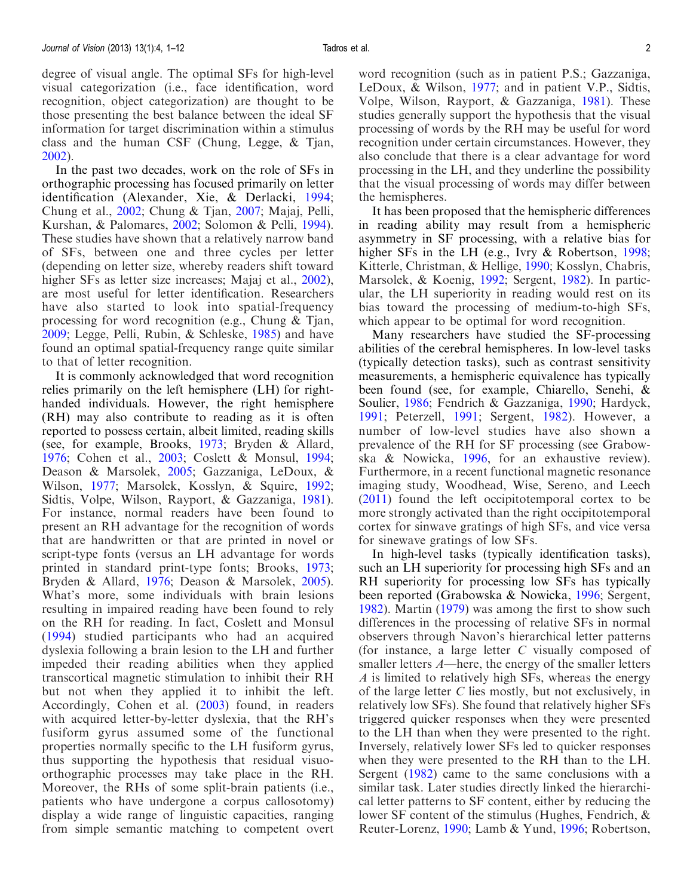degree of visual angle. The optimal SFs for high-level visual categorization (i.e., face identification, word recognition, object categorization) are thought to be those presenting the best balance between the ideal SF information for target discrimination within a stimulus class and the human CSF (Chung, Legge, & Tjan, 2002).

In the past two decades, work on the role of SFs in orthographic processing has focused primarily on letter identification (Alexander, Xie, & Derlacki, 1994; Chung et al., 2002; Chung & Tjan, 2007; Majaj, Pelli, Kurshan, & Palomares, 2002; Solomon & Pelli, 1994). These studies have shown that a relatively narrow band of SFs, between one and three cycles per letter (depending on letter size, whereby readers shift toward higher SFs as letter size increases; Majaj et al., 2002), are most useful for letter identification. Researchers have also started to look into spatial-frequency processing for word recognition (e.g., Chung & Tjan, 2009; Legge, Pelli, Rubin, & Schleske, 1985) and have found an optimal spatial-frequency range quite similar to that of letter recognition.

It is commonly acknowledged that word recognition relies primarily on the left hemisphere (LH) for right-handed individuals. However, the right hemisphere (RH) may also contribute to reading as it is often reported to possess certain, albeit limited, reading skills (see, for example, Brooks, 1973; Bryden & Allard, 1976; Cohen et al., 2003; Coslett & Monsul, 1994; Deason & Marsolek, 2005; Gazzaniga, LeDoux, & Wilson, 1977; Marsolek, Kosslyn, & Squire, 1992; Sidtis, Volpe, Wilson, Rayport, & Gazzaniga, 1981). For instance, normal readers have been found to present an RH advantage for the recognition of words that are handwritten or that are printed in novel or script-type fonts (versus an LH advantage for words printed in standard print-type fonts; Brooks, 1973; Bryden & Allard, 1976; Deason & Marsolek, 2005). What's more, some individuals with brain lesions resulting in impaired reading have been found to rely on the RH for reading. In fact, Coslett and Monsul (1994) studied participants who had an acquired dyslexia following a brain lesion to the LH and further impeded their reading abilities when they applied transcortical magnetic stimulation to inhibit their RH but not when they applied it to inhibit the left. Accordingly, Cohen et al. (2003) found, in readers with acquired letter-by-letter dyslexia, that the RH's fusiform gyrus assumed some of the functional properties normally specific to the LH fusiform gyrus, thus supporting the hypothesis that residual visuo-orthographic processes may take place in the RH. Moreover, the RHs of some split-brain patients (i.e., patients who have undergone a corpus callosotomy) display a wide range of linguistic capacities, ranging from simple semantic matching to competent overt word recognition (such as in patient P.S.; Gazzaniga, LeDoux, & Wilson, 1977; and in patient V.P., Sidtis, Volpe, Wilson, Rayport, & Gazzaniga, 1981). These studies generally support the hypothesis that the visual processing of words by the RH may be useful for word recognition under certain circumstances. However, they also conclude that there is a clear advantage for word processing in the LH, and they underline the possibility that the visual processing of words may differ between the hemispheres.

It has been proposed that the hemispheric differences in reading ability may result from a hemispheric asymmetry in SF processing, with a relative bias for higher SFs in the LH (e.g., Ivry & Robertson, 1998; Kitterle, Christman, & Hellige, 1990; Kosslyn, Chabris, Marsolek, & Koenig, 1992; Sergent, 1982). In particular, the LH superiority in reading would rest on its bias toward the processing of medium-to-high SFs, which appear to be optimal for word recognition.

Many researchers have studied the SF-processing abilities of the cerebral hemispheres. In low-level tasks (typically detection tasks), such as contrast sensitivity measurements, a hemispheric equivalence has typically been found (see, for example, Chiarello, Senehi, & Soulier, 1986; Fendrich & Gazzaniga, 1990; Hardyck, 1991; Peterzell, 1991; Sergent, 1982). However, a number of low-level studies have also shown a prevalence of the RH for SF processing (see Grabowska & Nowicka, 1996, for an exhaustive review). Furthermore, in a recent functional magnetic resonance imaging study, Woodhead, Wise, Sereno, and Leech (2011) found the left occipitotemporal cortex to be more strongly activated than the right occipitotemporal cortex for sinwave gratings of high SFs, and vice versa for sinewave gratings of low SFs.

In high-level tasks (typically identification tasks), such an LH superiority for processing high SFs and an RH superiority for processing low SFs has typically been reported (Grabowska & Nowicka, 1996; Sergent, 1982). Martin (1979) was among the first to show such differences in the processing of relative SFs in normal observers through Navon's hierarchical letter patterns (for instance, a large letter *C* visually composed of smaller letters *A*—here, the energy of the smaller letters *A* is limited to relatively high SFs, whereas the energy of the large letter *C* lies mostly, but not exclusively, in relatively low SFs). She found that relatively higher SFs triggered quicker responses when they were presented to the LH than when they were presented to the right. Inversely, relatively lower SFs led to quicker responses when they were presented to the RH than to the LH. Sergent (1982) came to the same conclusions with a similar task. Later studies directly linked the hierarchical letter patterns to SF content, either by reducing the lower SF content of the stimulus (Hughes, Fendrich, & Reuter-Lorenz, 1990; Lamb & Yund, 1996; Robertson,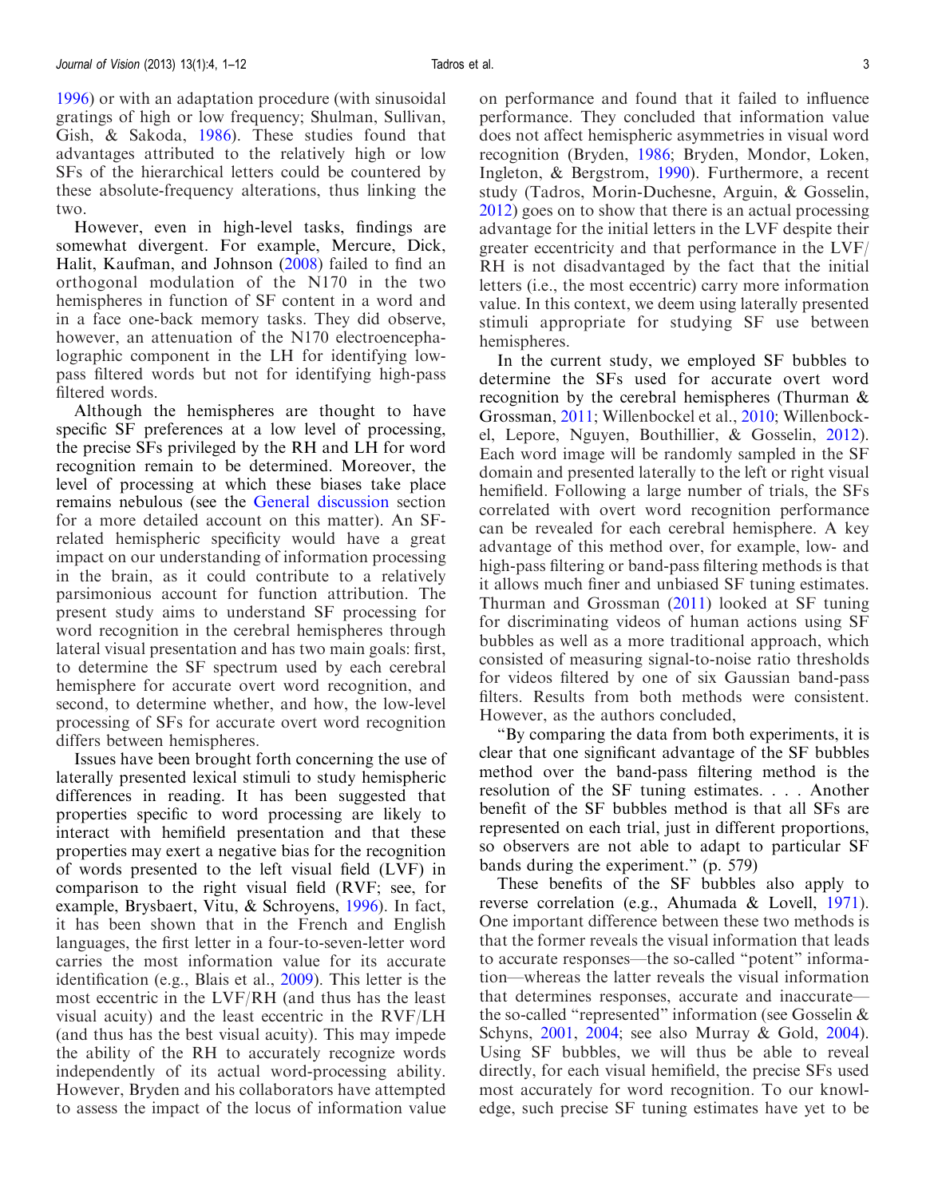1996) or with an adaptation procedure (with sinusoidal gratings of high or low frequency; Shulman, Sullivan, Gish, & Sakoda, 1986). These studies found that advantages attributed to the relatively high or low SFs of the hierarchical letters could be countered by these absolute-frequency alterations, thus linking the two.

However, even in high-level tasks, findings are somewhat divergent. For example, Mercure, Dick, Halit, Kaufman, and Johnson (2008) failed to find an orthogonal modulation of the N170 in the two hemispheres in function of SF content in a word and in a face one-back memory tasks. They did observe, however, an attenuation of the N170 electroencephalographic component in the LH for identifying low-pass filtered words but not for identifying high-pass filtered words.

Although the hemispheres are thought to have specific SF preferences at a low level of processing, the precise SFs privileged by the RH and LH for word recognition remain to be determined. Moreover, the level of processing at which these biases take place remains nebulous (see the General discussion section for a more detailed account on this matter). An SF-related hemispheric specificity would have a great impact on our understanding of information processing in the brain, as it could contribute to a relatively parsimonious account for function attribution. The present study aims to understand SF processing for word recognition in the cerebral hemispheres through lateral visual presentation and has two main goals: first, to determine the SF spectrum used by each cerebral hemisphere for accurate overt word recognition, and second, to determine whether, and how, the low-level processing of SFs for accurate overt word recognition differs between hemispheres.

Issues have been brought forth concerning the use of laterally presented lexical stimuli to study hemispheric differences in reading. It has been suggested that properties specific to word processing are likely to interact with hemifield presentation and that these properties may exert a negative bias for the recognition of words presented to the left visual field (LVF) in comparison to the right visual field (RVF; see, for example, Brysbaert, Vitu, & Schroyens, 1996). In fact, it has been shown that in the French and English languages, the first letter in a four-to-seven-letter word carries the most information value for its accurate identification (e.g., Blais et al., 2009). This letter is the most eccentric in the LVF/RH (and thus has the least visual acuity) and the least eccentric in the RVF/LH (and thus has the best visual acuity). This may impede the ability of the RH to accurately recognize words independently of its actual word-processing ability. However, Bryden and his collaborators have attempted to assess the impact of the locus of information value on performance and found that it failed to influence performance. They concluded that information value does not affect hemispheric asymmetries in visual word recognition (Bryden, 1986; Bryden, Mondor, Loken, Ingleton, & Bergstrom, 1990). Furthermore, a recent study (Tadros, Morin-Duchesne, Arguin, & Gosselin, 2012) goes on to show that there is an actual processing advantage for the initial letters in the LVF despite their greater eccentricity and that performance in the LVF/RH is not disadvantaged by the fact that the initial letters (i.e., the most eccentric) carry more information value. In this context, we deem using laterally presented stimuli appropriate for studying SF use between hemispheres.

In the current study, we employed SF bubbles to determine the SFs used for accurate overt word recognition by the cerebral hemispheres (Thurman & Grossman, 2011; Willenbockel et al., 2010; Willenbockel, Lepore, Nguyen, Bouthillier, & Gosselin, 2012). Each word image will be randomly sampled in the SF domain and presented laterally to the left or right visual hemifield. Following a large number of trials, the SFs correlated with overt word recognition performance can be revealed for each cerebral hemisphere. A key advantage of this method over, for example, low- and high-pass filtering or band-pass filtering methods is that it allows much finer and unbiased SF tuning estimates. Thurman and Grossman (2011) looked at SF tuning for discriminating videos of human actions using SF bubbles as well as a more traditional approach, which consisted of measuring signal-to-noise ratio thresholds for videos filtered by one of six Gaussian band-pass filters. Results from both methods were consistent. However, as the authors concluded,

"By comparing the data from both experiments, it is clear that one significant advantage of the SF bubbles method over the band-pass filtering method is the resolution of the SF tuning estimates. . . . Another benefit of the SF bubbles method is that all SFs are represented on each trial, just in different proportions, so observers are not able to adapt to particular SF bands during the experiment." (p. 579)

These benefits of the SF bubbles also apply to reverse correlation (e.g., Ahumada & Lovell, 1971). One important difference between these two methods is that the former reveals the visual information that leads to accurate responses—the so-called "potent" information—whereas the latter reveals the visual information that determines responses, accurate and inaccurate—the so-called "represented" information (see Gosselin & Schyns, 2001, 2004; see also Murray & Gold, 2004). Using SF bubbles, we will thus be able to reveal directly, for each visual hemifield, the precise SFs used most accurately for word recognition. To our knowledge, such precise SF tuning estimates have yet to be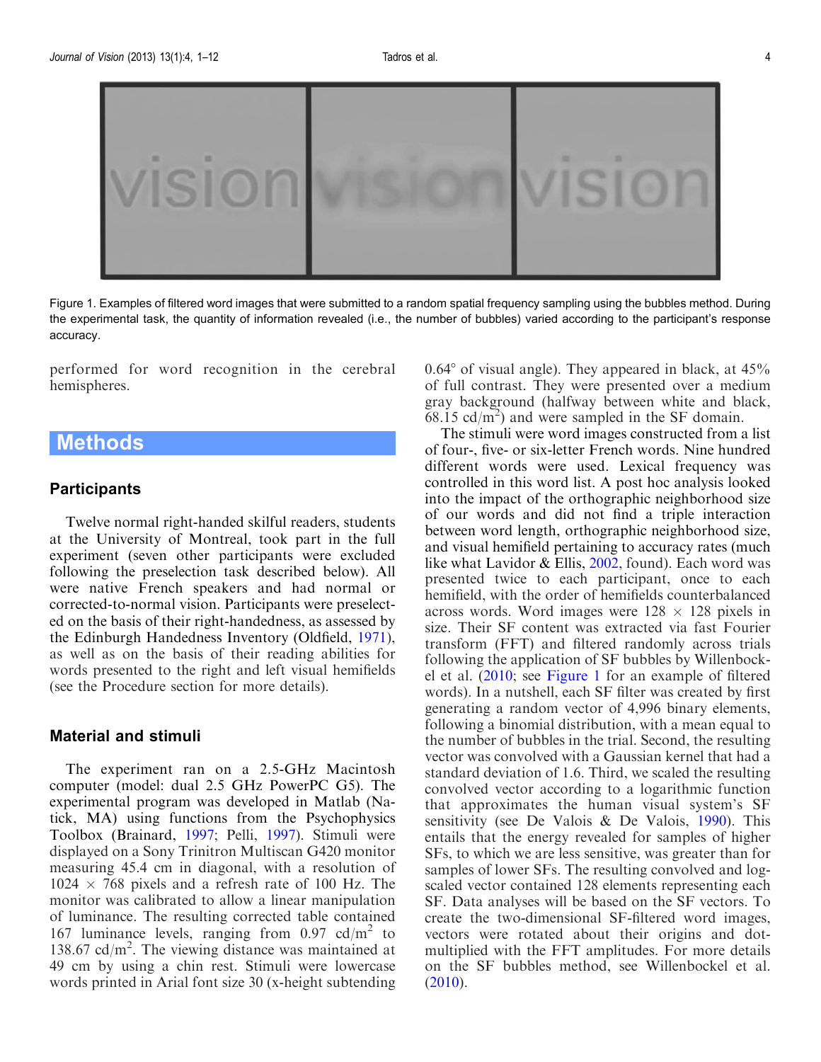Figure 1. Examples of filtered word images that were submitted to a random spatial frequency sampling using the bubbles method. During the experimental task, the quantity of information revealed (i.e., the number of bubbles) varied according to the participant's response accuracy.

performed for word recognition in the cerebral hemispheres.

## Methods

### Participants

Twelve normal right-handed skilful readers, students at the University of Montreal, took part in the full experiment (seven other participants were excluded following the preselection task described below). All were native French speakers and had normal or corrected-to-normal vision. Participants were preselected on the basis of their right-handedness, as assessed by the Edinburgh Handedness Inventory (Oldfield, 1971), as well as on the basis of their reading abilities for words presented to the right and left visual hemifields (see the Procedure section for more details).

### Material and stimuli

The experiment ran on a 2.5-GHz Macintosh computer (model: dual 2.5 GHz PowerPC G5). The experimental program was developed in Matlab (Natick, MA) using functions from the Psychophysics Toolbox (Brainard, 1997; Pelli, 1997). Stimuli were displayed on a Sony Trinitron Multiscan G420 monitor measuring 45.4 cm in diagonal, with a resolution of $1024 \times 768$ pixels and a refresh rate of 100 Hz. The monitor was calibrated to allow a linear manipulation of luminance. The resulting corrected table contained 167 luminance levels, ranging from 0.97 cd/m$^2$ to 138.67 cd/m$^2$. The viewing distance was maintained at 49 cm by using a chin rest. Stimuli were lowercase words printed in Arial font size 30 (x-height subtending 0.64° of visual angle). They appeared in black, at 45% of full contrast. They were presented over a medium gray background (halfway between white and black, 68.15 cd/m$^2$) and were sampled in the SF domain.

The stimuli were word images constructed from a list of four-, five- or six-letter French words. Nine hundred different words were used. Lexical frequency was controlled in this word list. A post hoc analysis looked into the impact of the orthographic neighborhood size of our words and did not find a triple interaction between word length, orthographic neighborhood size, and visual hemifield pertaining to accuracy rates (much like what Lavidor & Ellis, 2002, found). Each word was presented twice to each participant, once to each hemifield, with the order of hemifields counterbalanced across words. Word images were $128 \times 128$ pixels in size. Their SF content was extracted via fast Fourier transform (FFT) and filtered randomly across trials following the application of SF bubbles by Willenbockel et al. (2010; see Figure 1 for an example of filtered words). In a nutshell, each SF filter was created by first generating a random vector of 4,996 binary elements, following a binomial distribution, with a mean equal to the number of bubbles in the trial. Second, the resulting vector was convolved with a Gaussian kernel that had a standard deviation of 1.6. Third, we scaled the resulting convolved vector according to a logarithmic function that approximates the human visual system's SF sensitivity (see De Valois & De Valois, 1990). This entails that the energy revealed for samples of higher SFs, to which we are less sensitive, was greater than for samples of lower SFs. The resulting convolved and log-scaled vector contained 128 elements representing each SF. Data analyses will be based on the SF vectors. To create the two-dimensional SF-filtered word images, vectors were rotated about their origins and dot-multiplied with the FFT amplitudes. For more details on the SF bubbles method, see Willenbockel et al. (2010).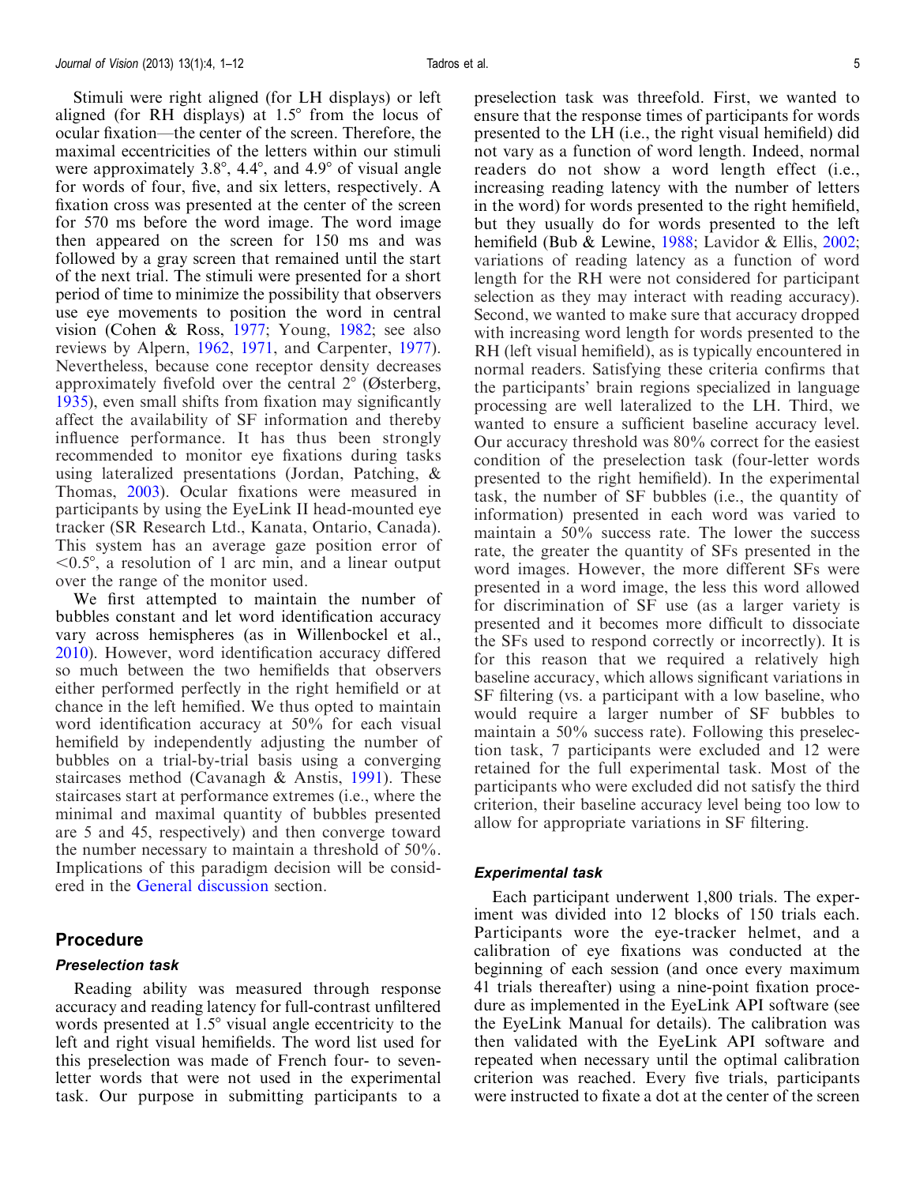Stimuli were right aligned (for LH displays) or left aligned (for RH displays) at 1.5° from the locus of ocular fixation—the center of the screen. Therefore, the maximal eccentricities of the letters within our stimuli were approximately 3.8°, 4.4°, and 4.9° of visual angle for words of four, five, and six letters, respectively. A fixation cross was presented at the center of the screen for 570 ms before the word image. The word image then appeared on the screen for 150 ms and was followed by a gray screen that remained until the start of the next trial. The stimuli were presented for a short period of time to minimize the possibility that observers use eye movements to position the word in central vision (Cohen & Ross, 1977; Young, 1982; see also reviews by Alpern, 1962, 1971, and Carpenter, 1977). Nevertheless, because cone receptor density decreases approximately fivefold over the central 2° (Østerberg, 1935), even small shifts from fixation may significantly affect the availability of SF information and thereby influence performance. It has thus been strongly recommended to monitor eye fixations during tasks using lateralized presentations (Jordan, Patching, & Thomas, 2003). Ocular fixations were measured in participants by using the EyeLink II head-mounted eye tracker (SR Research Ltd., Kanata, Ontario, Canada). This system has an average gaze position error of <0.5°, a resolution of 1 arc min, and a linear output over the range of the monitor used.

We first attempted to maintain the number of bubbles constant and let word identification accuracy vary across hemispheres (as in Willenbockel et al., 2010). However, word identification accuracy differed so much between the two hemifields that observers either performed perfectly in the right hemifield or at chance in the left hemifed. We thus opted to maintain word identification accuracy at 50% for each visual hemifield by independently adjusting the number of bubbles on a trial-by-trial basis using a converging staircases method (Cavanagh & Anstis, 1991). These staircases start at performance extremes (i.e., where the minimal and maximal quantity of bubbles presented are 5 and 45, respectively) and then converge toward the number necessary to maintain a threshold of 50%. Implications of this paradigm decision will be considered in the General discussion section.

## Procedure

### Preselection task

Reading ability was measured through response accuracy and reading latency for full-contrast unfiltered words presented at 1.5° visual angle eccentricity to the left and right visual hemifields. The word list used for this preselection was made of French four- to seven-letter words that were not used in the experimental task. Our purpose in submitting participants to a preselection task was threefold. First, we wanted to ensure that the response times of participants for words presented to the LH (i.e., the right visual hemifield) did not vary as a function of word length. Indeed, normal readers do not show a word length effect (i.e., increasing reading latency with the number of letters in the word) for words presented to the right hemifield, but they usually do for words presented to the left hemifield (Bub & Lewine, 1988; Lavidor & Ellis, 2002; variations of reading latency as a function of word length for the RH were not considered for participant selection as they may interact with reading accuracy). Second, we wanted to make sure that accuracy dropped with increasing word length for words presented to the RH (left visual hemifield), as is typically encountered in normal readers. Satisfying these criteria confirms that the participants' brain regions specialized in language processing are well lateralized to the LH. Third, we wanted to ensure a sufficient baseline accuracy level. Our accuracy threshold was 80% correct for the easiest condition of the preselection task (four-letter words presented to the right hemifield). In the experimental task, the number of SF bubbles (i.e., the quantity of information) presented in each word was varied to maintain a 50% success rate. The lower the success rate, the greater the quantity of SFs presented in the word images. However, the more different SFs were presented in a word image, the less this word allowed for discrimination of SF use (as a larger variety is presented and it becomes more difficult to dissociate the SFs used to respond correctly or incorrectly). It is for this reason that we required a relatively high baseline accuracy, which allows significant variations in SF filtering (vs. a participant with a low baseline, who would require a larger number of SF bubbles to maintain a 50% success rate). Following this preselection task, 7 participants were excluded and 12 were retained for the full experimental task. Most of the participants who were excluded did not satisfy the third criterion, their baseline accuracy level being too low to allow for appropriate variations in SF filtering.

### Experimental task

Each participant underwent 1,800 trials. The experiment was divided into 12 blocks of 150 trials each. Participants wore the eye-tracker helmet, and a calibration of eye fixations was conducted at the beginning of each session (and once every maximum 41 trials thereafter) using a nine-point fixation procedure as implemented in the EyeLink API software (see the EyeLink Manual for details). The calibration was then validated with the EyeLink API software and repeated when necessary until the optimal calibration criterion was reached. Every five trials, participants were instructed to fixate a dot at the center of the screen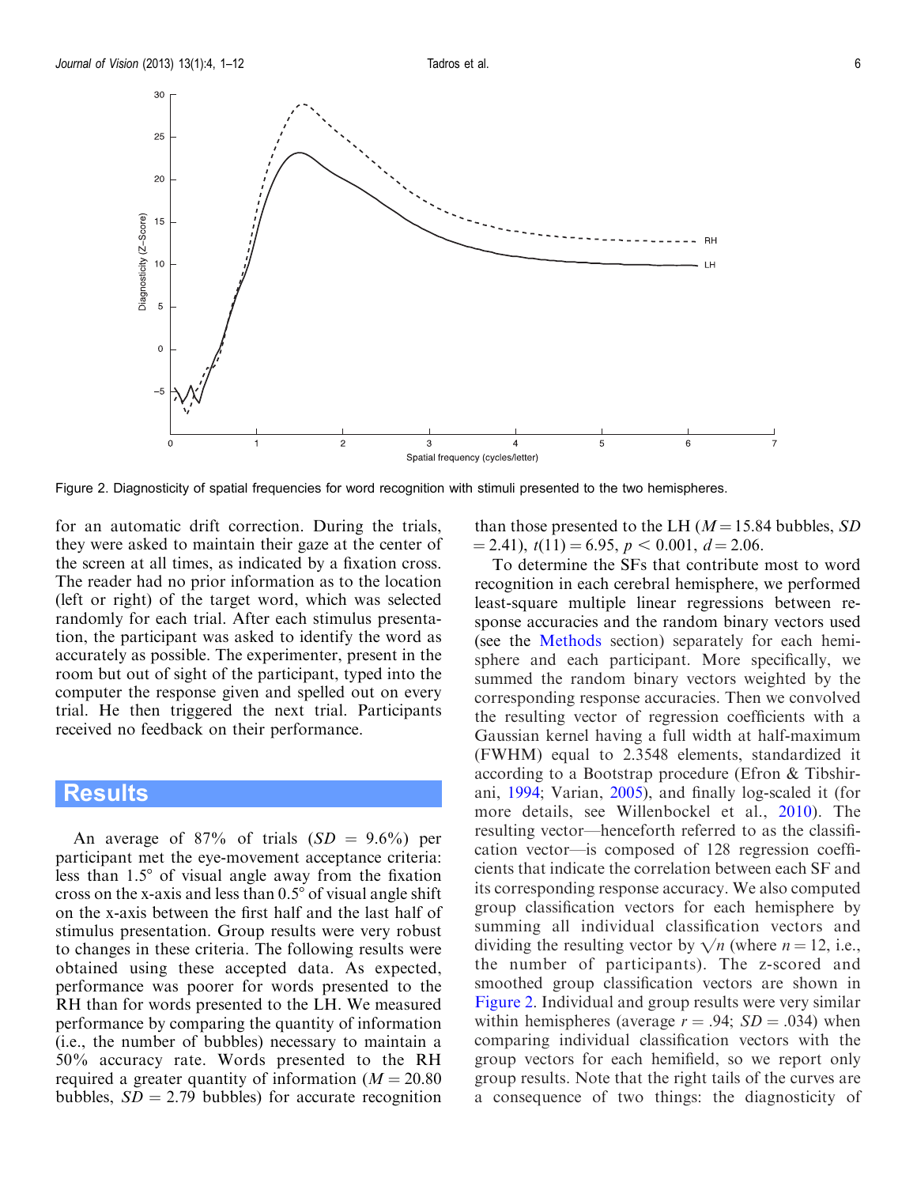Figure 2. Diagnosticity of spatial frequencies for word recognition with stimuli presented to the two hemispheres.

for an automatic drift correction. During the trials, they were asked to maintain their gaze at the center of the screen at all times, as indicated by a fixation cross. The reader had no prior information as to the location (left or right) of the target word, which was selected randomly for each trial. After each stimulus presentation, the participant was asked to identify the word as accurately as possible. The experimenter, present in the room but out of sight of the participant, typed into the computer the response given and spelled out on every trial. He then triggered the next trial. Participants received no feedback on their performance.

## Results

An average of 87% of trials ($SD$ = 9.6%) per participant met the eye-movement acceptance criteria: less than 1.5° of visual angle away from the fixation cross on the x-axis and less than 0.5° of visual angle shift on the x-axis between the first half and the last half of stimulus presentation. Group results were very robust to changes in these criteria. The following results were obtained using these accepted data. As expected, performance was poorer for words presented to the RH than for words presented to the LH. We measured performance by comparing the quantity of information (i.e., the number of bubbles) necessary to maintain a 50% accuracy rate. Words presented to the RH required a greater quantity of information ($M = 20.80$ bubbles, $SD = 2.79$ bubbles) for accurate recognition than those presented to the LH ($M = 15.84$ bubbles, $SD = 2.41$), $t(11) = 6.95$, $p < 0.001$, $d = 2.06$.

To determine the SFs that contribute most to word recognition in each cerebral hemisphere, we performed least-square multiple linear regressions between response accuracies and the random binary vectors used (see the Methods section) separately for each hemisphere and each participant. More specifically, we summed the random binary vectors weighted by the corresponding response accuracies. Then we convolved the resulting vector of regression coefficients with a Gaussian kernel having a full width at half-maximum (FWHM) equal to 2.3548 elements, standardized it according to a Bootstrap procedure (Efron & Tibshirani, 1994; Varian, 2005), and finally log-scaled it (for more details, see Willenbockel et al., 2010). The resulting vector—henceforth referred to as the classification vector—is composed of 128 regression coefficients that indicate the correlation between each SF and its corresponding response accuracy. We also computed group classification vectors for each hemisphere by summing all individual classification vectors and dividing the resulting vector by $\sqrt{n}$ (where $n = 12$, i.e., the number of participants). The z-scored and smoothed group classification vectors are shown in Figure 2. Individual and group results were very similar within hemispheres (average $r = .94$; $SD = .034$) when comparing individual classification vectors with the group vectors for each hemifield, so we report only group results. Note that the right tails of the curves are a consequence of two things: the diagnosticity of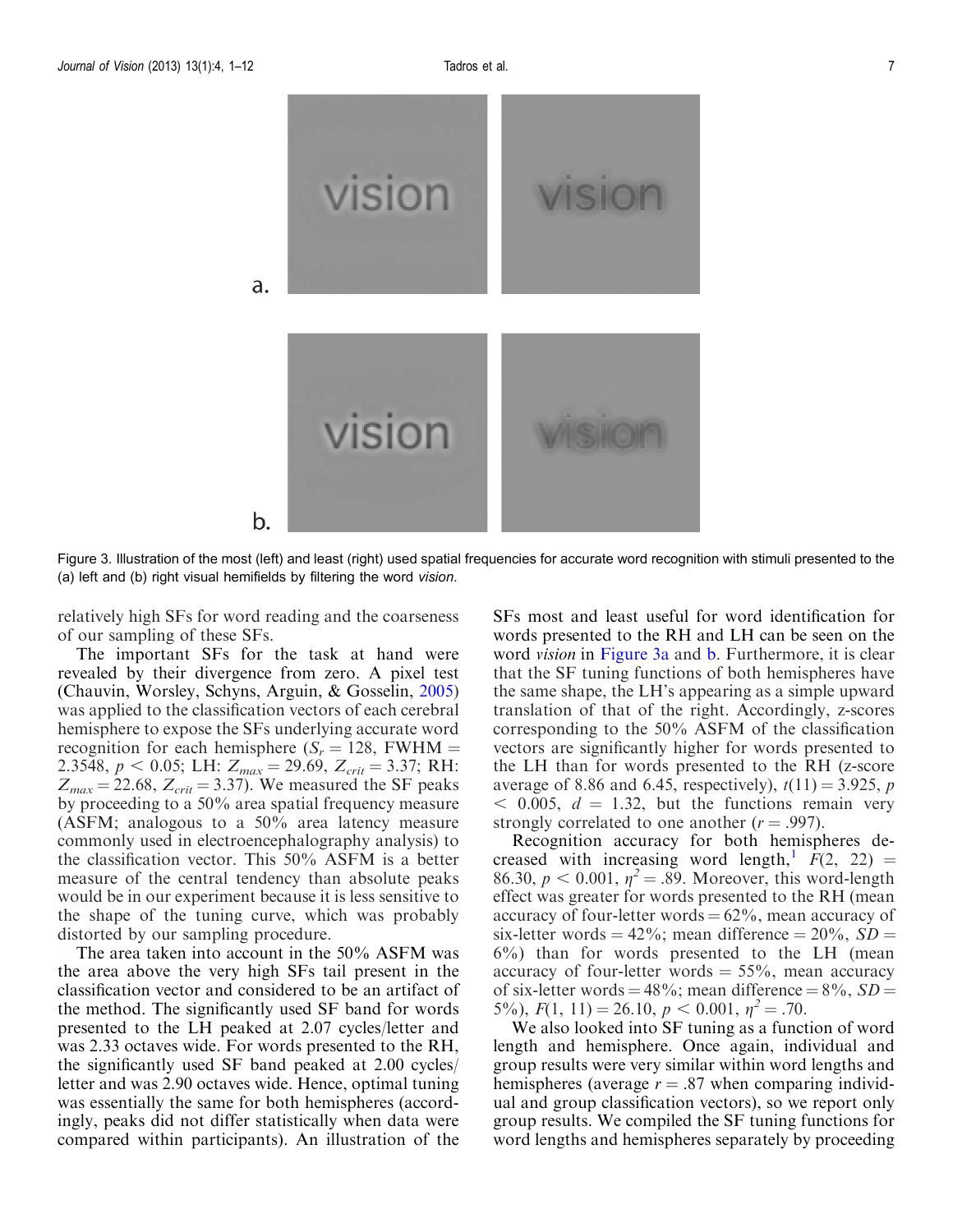Figure 3. Illustration of the most (left) and least (right) used spatial frequencies for accurate word recognition with stimuli presented to the (a) left and (b) right visual hemifields by filtering the word *vision*.

relatively high SFs for word reading and the coarseness of our sampling of these SFs.

The important SFs for the task at hand were revealed by their divergence from zero. A pixel test (Chauvin, Worsley, Schyns, Arguin, & Gosselin, 2005) was applied to the classification vectors of each cerebral hemisphere to expose the SFs underlying accurate word recognition for each hemisphere ($S_r = 128$, FWHM = 2.3548, $p < 0.05$; LH: $Z_{max} = 29.69$, $Z_{crit} = 3.37$; RH: $Z_{max} = 22.68$, $Z_{crit} = 3.37$). We measured the SF peaks by proceeding to a 50% area spatial frequency measure (ASFM; analogous to a 50% area latency measure commonly used in electroencephalography analysis) to the classification vector. This 50% ASFM is a better measure of the central tendency than absolute peaks would be in our experiment because it is less sensitive to the shape of the tuning curve, which was probably distorted by our sampling procedure.

The area taken into account in the 50% ASFM was the area above the very high SFs tail present in the classification vector and considered to be an artifact of the method. The significantly used SF band for words presented to the LH peaked at 2.07 cycles/letter and was 2.33 octaves wide. For words presented to the RH, the significantly used SF band peaked at 2.00 cycles/letter and was 2.90 octaves wide. Hence, optimal tuning was essentially the same for both hemispheres (accordingly, peaks did not differ statistically when data were compared within participants). An illustration of the SFs most and least useful for word identification for words presented to the RH and LH can be seen on the word *vision* in Figure 3a and b. Furthermore, it is clear that the SF tuning functions of both hemispheres have the same shape, the LH's appearing as a simple upward translation of that of the right. Accordingly, z-scores corresponding to the 50% ASFM of the classification vectors are significantly higher for words presented to the LH than for words presented to the RH (z-score average of 8.86 and 6.45, respectively), $t(11) = 3.925$, $p < 0.005$, $d = 1.32$, but the functions remain very strongly correlated to one another ($r = .997$).

Recognition accuracy for both hemispheres decreased with increasing word length,[1] $F(2, 22) = 86.30$, $p < 0.001$, $\eta^2 = .89$. Moreover, this word-length effect was greater for words presented to the RH (mean accuracy of four-letter words = 62%, mean accuracy of six-letter words = 42%; mean difference = 20%, $SD$ = 6%) than for words presented to the LH (mean accuracy of four-letter words = 55%, mean accuracy of six-letter words = 48%; mean difference = 8%, $SD$ = 5%), $F(1, 11) = 26.10$, $p < 0.001$, $\eta^2 = .70$.

We also looked into SF tuning as a function of word length and hemisphere. Once again, individual and group results were very similar within word lengths and hemispheres (average $r = .87$ when comparing individual and group classification vectors), so we report only group results. We compiled the SF tuning functions for word lengths and hemispheres separately by proceeding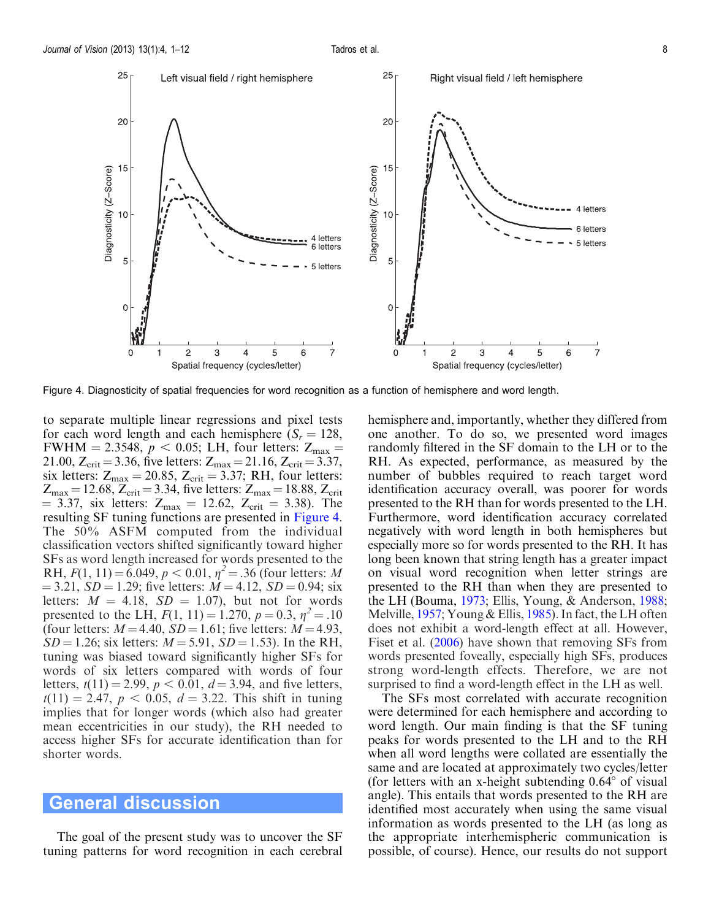Figure 4. Diagnosticity of spatial frequencies for word recognition as a function of hemisphere and word length.

to separate multiple linear regressions and pixel tests for each word length and each hemisphere ($S_r = 128$, FWHM $= 2.3548$, $p < 0.05$; LH, four letters: $Z_{max} = 21.00$, $Z_{crit} = 3.36$, five letters: $Z_{max} = 21.16$, $Z_{crit} = 3.37$, six letters: $Z_{max} = 20.85$, $Z_{crit} = 3.37$; RH, four letters: $Z_{max} = 12.68$, $Z_{crit} = 3.34$, five letters: $Z_{max} = 18.88$, $Z_{crit} = 3.37$, six letters: $Z_{max} = 12.62$, $Z_{crit} = 3.38$). The resulting SF tuning functions are presented in Figure 4. The 50% ASFM computed from the individual classification vectors shifted significantly toward higher SFs as word length increased for words presented to the RH, $F(1, 11) = 6.049$, $p < 0.01$, $\eta^2 = .36$ (four letters: $M = 3.21$, $SD = 1.29$; five letters: $M = 4.12$, $SD = 0.94$; six letters: $M = 4.18$, $SD = 1.07$), but not for words presented to the LH, $F(1, 11) = 1.270$, $p = 0.3$, $\eta^2 = .10$ (four letters: $M = 4.40$, $SD = 1.61$; five letters: $M = 4.93$, $SD = 1.26$; six letters: $M = 5.91$, $SD = 1.53$). In the RH, tuning was biased toward significantly higher SFs for words of six letters compared with words of four letters, $t(11) = 2.99$, $p < 0.01$, $d = 3.94$, and five letters, $t(11) = 2.47$, $p < 0.05$, $d = 3.22$. This shift in tuning implies that for longer words (which also had greater mean eccentricities in our study), the RH needed to access higher SFs for accurate identification than for shorter words.

## General discussion

The goal of the present study was to uncover the SF tuning patterns for word recognition in each cerebral hemisphere and, importantly, whether they differed from one another. To do so, we presented word images randomly filtered in the SF domain to the LH or to the RH. As expected, performance, as measured by the number of bubbles required to reach target word identification accuracy overall, was poorer for words presented to the RH than for words presented to the LH. Furthermore, word identification accuracy correlated negatively with word length in both hemispheres but especially more so for words presented to the RH. It has long been known that string length has a greater impact on visual word recognition when letter strings are presented to the RH than when they are presented to the LH (Bouma, 1973; Ellis, Young, & Anderson, 1988; Melville, 1957; Young & Ellis, 1985). In fact, the LH often does not exhibit a word-length effect at all. However, Fiset et al. (2006) have shown that removing SFs from words presented foveally, especially high SFs, produces strong word-length effects. Therefore, we are not surprised to find a word-length effect in the LH as well.

The SFs most correlated with accurate recognition were determined for each hemisphere and according to word length. Our main finding is that the SF tuning peaks for words presented to the LH and to the RH when all word lengths were collated are essentially the same and are located at approximately two cycles/letter (for letters with an x-height subtending 0.64° of visual angle). This entails that words presented to the RH are identified most accurately when using the same visual information as words presented to the LH (as long as the appropriate interhemispheric communication is possible, of course). Hence, our results do not support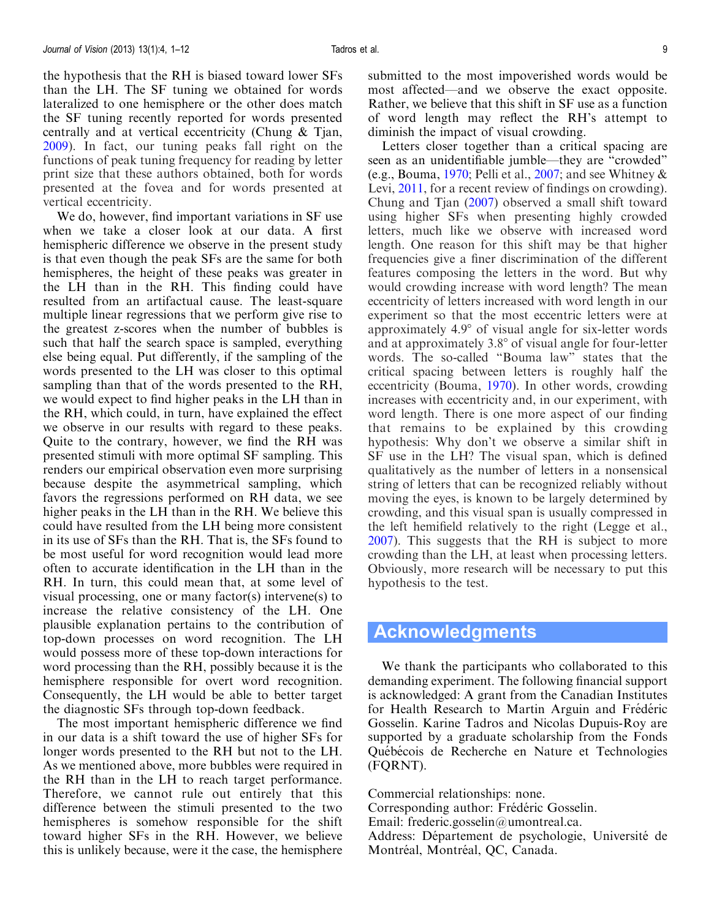the hypothesis that the RH is biased toward lower SFs than the LH. The SF tuning we obtained for words lateralized to one hemisphere or the other does match the SF tuning recently reported for words presented centrally and at vertical eccentricity (Chung & Tjan, 2009). In fact, our tuning peaks fall right on the functions of peak tuning frequency for reading by letter print size that these authors obtained, both for words presented at the fovea and for words presented at vertical eccentricity.

We do, however, find important variations in SF use when we take a closer look at our data. A first hemispheric difference we observe in the present study is that even though the peak SFs are the same for both hemispheres, the height of these peaks was greater in the LH than in the RH. This finding could have resulted from an artifactual cause. The least-square multiple linear regressions that we perform give rise to the greatest z-scores when the number of bubbles is such that half the search space is sampled, everything else being equal. Put differently, if the sampling of the words presented to the LH was closer to this optimal sampling than that of the words presented to the RH, we would expect to find higher peaks in the LH than in the RH, which could, in turn, have explained the effect we observe in our results with regard to these peaks. Quite to the contrary, however, we find the RH was presented stimuli with more optimal SF sampling. This renders our empirical observation even more surprising because despite the asymmetrical sampling, which favors the regressions performed on RH data, we see higher peaks in the LH than in the RH. We believe this could have resulted from the LH being more consistent in its use of SFs than the RH. That is, the SFs found to be most useful for word recognition would lead more often to accurate identification in the LH than in the RH. In turn, this could mean that, at some level of visual processing, one or many factor(s) intervene(s) to increase the relative consistency of the LH. One plausible explanation pertains to the contribution of top-down processes on word recognition. The LH would possess more of these top-down interactions for word processing than the RH, possibly because it is the hemisphere responsible for overt word recognition. Consequently, the LH would be able to better target the diagnostic SFs through top-down feedback.

The most important hemispheric difference we find in our data is a shift toward the use of higher SFs for longer words presented to the RH but not to the LH. As we mentioned above, more bubbles were required in the RH than in the LH to reach target performance. Therefore, we cannot rule out entirely that this difference between the stimuli presented to the two hemispheres is somehow responsible for the shift toward higher SFs in the RH. However, we believe this is unlikely because, were it the case, the hemisphere submitted to the most impoverished words would be most affected—and we observe the exact opposite. Rather, we believe that this shift in SF use as a function of word length may reflect the RH's attempt to diminish the impact of visual crowding.

Letters closer together than a critical spacing are seen as an unidentifiable jumble—they are "crowded" (e.g., Bouma, 1970; Pelli et al., 2007; and see Whitney & Levi, 2011, for a recent review of findings on crowding). Chung and Tjan (2007) observed a small shift toward using higher SFs when presenting highly crowded letters, much like we observe with increased word length. One reason for this shift may be that higher frequencies give a finer discrimination of the different features composing the letters in the word. But why would crowding increase with word length? The mean eccentricity of letters increased with word length in our experiment so that the most eccentric letters were at approximately 4.9° of visual angle for six-letter words and at approximately 3.8° of visual angle for four-letter words. The so-called "Bouma law" states that the critical spacing between letters is roughly half the eccentricity (Bouma, 1970). In other words, crowding increases with eccentricity and, in our experiment, with word length. There is one more aspect of our finding that remains to be explained by this crowding hypothesis: Why don't we observe a similar shift in SF use in the LH? The visual span, which is defined qualitatively as the number of letters in a nonsensical string of letters that can be recognized reliably without moving the eyes, is known to be largely determined by crowding, and this visual span is usually compressed in the left hemifield relatively to the right (Legge et al., 2007). This suggests that the RH is subject to more crowding than the LH, at least when processing letters. Obviously, more research will be necessary to put this hypothesis to the test.

## Acknowledgments

We thank the participants who collaborated to this demanding experiment. The following financial support is acknowledged: A grant from the Canadian Institutes for Health Research to Martin Arguin and Frédéric Gosselin. Karine Tadros and Nicolas Dupuis-Roy are supported by a graduate scholarship from the Fonds Québécois de Recherche en Nature et Technologies (FQRNT).

Commercial relationships: none.
Corresponding author: Frédéric Gosselin.
Email: frederic.gosselin@umontreal.ca.
Address: Département de psychologie, Université de Montréal, Montréal, QC, Canada.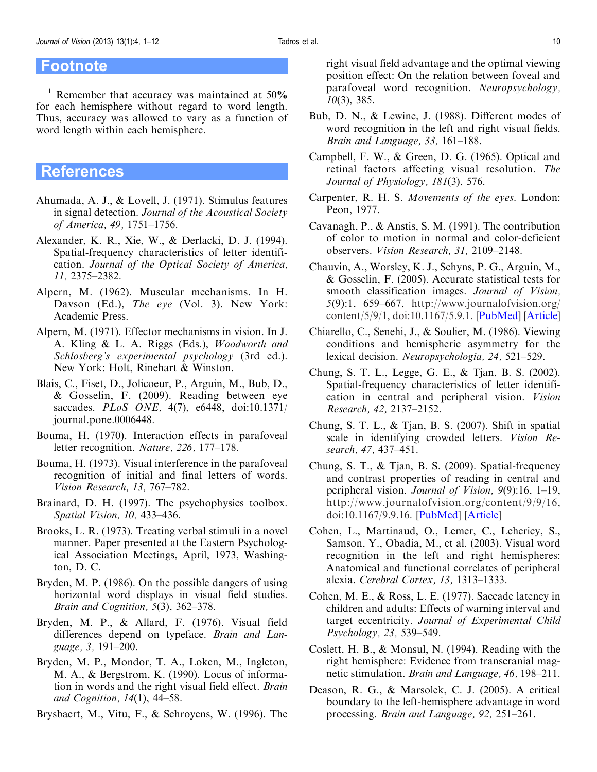## Footnote

[1] Remember that accuracy was maintained at 50% for each hemisphere without regard to word length. Thus, accuracy was allowed to vary as a function of word length within each hemisphere.

## References

Ahumada, A. J., & Lovell, J. (1971). Stimulus features in signal detection. *Journal of the Acoustical Society of America, 49,* 1751–1756.

Alexander, K. R., Xie, W., & Derlacki, D. J. (1994). Spatial-frequency characteristics of letter identification. *Journal of the Optical Society of America, 11,* 2375–2382.

Alpern, M. (1962). Muscular mechanisms. In H. Davson (Ed.), *The eye* (Vol. 3). New York: Academic Press.

Alpern, M. (1971). Effector mechanisms in vision. In J. A. Kling & L. A. Riggs (Eds.), *Woodworth and Schlosberg's experimental psychology* (3rd ed.). New York: Holt, Rinehart & Winston.

Blais, C., Fiset, D., Jolicoeur, P., Arguin, M., Bub, D., & Gosselin, F. (2009). Reading between eye saccades. *PLoS ONE,* 4(7), e6448, doi:10.1371/journal.pone.0006448.

Bouma, H. (1970). Interaction effects in parafoveal letter recognition. *Nature, 226,* 177–178.

Bouma, H. (1973). Visual interference in the parafoveal recognition of initial and final letters of words. *Vision Research, 13,* 767–782.

Brainard, D. H. (1997). The psychophysics toolbox. *Spatial Vision, 10,* 433–436.

Brooks, L. R. (1973). Treating verbal stimuli in a novel manner. Paper presented at the Eastern Psychological Association Meetings, April, 1973, Washington, D. C.

Bryden, M. P. (1986). On the possible dangers of using horizontal word displays in visual field studies. *Brain and Cognition, 5*(3), 362–378.

Bryden, M. P., & Allard, F. (1976). Visual field differences depend on typeface. *Brain and Language, 3,* 191–200.

Bryden, M. P., Mondor, T. A., Loken, M., Ingleton, M. A., & Bergstrom, K. (1990). Locus of information in words and the right visual field effect. *Brain and Cognition, 14*(1), 44–58.

Brysbaert, M., Vitu, F., & Schroyens, W. (1996). The right visual field advantage and the optimal viewing position effect: On the relation between foveal and parafoveal word recognition. *Neuropsychology, 10*(3), 385.

Bub, D. N., & Lewine, J. (1988). Different modes of word recognition in the left and right visual fields. *Brain and Language, 33,* 161–188.

Campbell, F. W., & Green, D. G. (1965). Optical and retinal factors affecting visual resolution. *The Journal of Physiology, 181*(3), 576.

Carpenter, R. H. S. *Movements of the eyes*. London: Peon, 1977.

Cavanagh, P., & Anstis, S. M. (1991). The contribution of color to motion in normal and color-deficient observers. *Vision Research, 31,* 2109–2148.

Chauvin, A., Worsley, K. J., Schyns, P. G., Arguin, M., & Gosselin, F. (2005). Accurate statistical tests for smooth classification images. *Journal of Vision, 5*(9):1, 659–667, http://www.journalofvision.org/content/5/9/1, doi:10.1167/5.9.1. [PubMed] [Article]

Chiarello, C., Senehi, J., & Soulier, M. (1986). Viewing conditions and hemispheric asymmetry for the lexical decision. *Neuropsychologia, 24,* 521–529.

Chung, S. T. L., Legge, G. E., & Tjan, B. S. (2002). Spatial-frequency characteristics of letter identification in central and peripheral vision. *Vision Research, 42,* 2137–2152.

Chung, S. T. L., & Tjan, B. S. (2007). Shift in spatial scale in identifying crowded letters. *Vision Research, 47,* 437–451.

Chung, S. T., & Tjan, B. S. (2009). Spatial-frequency and contrast properties of reading in central and peripheral vision. *Journal of Vision, 9*(9):16, 1–19, http://www.journalofvision.org/content/9/9/16, doi:10.1167/9.9.16. [PubMed] [Article]

Cohen, L., Martinaud, O., Lemer, C., Lehericy, S., Samson, Y., Obadia, M., et al. (2003). Visual word recognition in the left and right hemispheres: Anatomical and functional correlates of peripheral alexia. *Cerebral Cortex, 13,* 1313–1333.

Cohen, M. E., & Ross, L. E. (1977). Saccade latency in children and adults: Effects of warning interval and target eccentricity. *Journal of Experimental Child Psychology, 23,* 539–549.

Coslett, H. B., & Monsul, N. (1994). Reading with the right hemisphere: Evidence from transcranial magnetic stimulation. *Brain and Language, 46,* 198–211.

Deason, R. G., & Marsolek, C. J. (2005). A critical boundary to the left-hemisphere advantage in word processing. *Brain and Language, 92,* 251–261.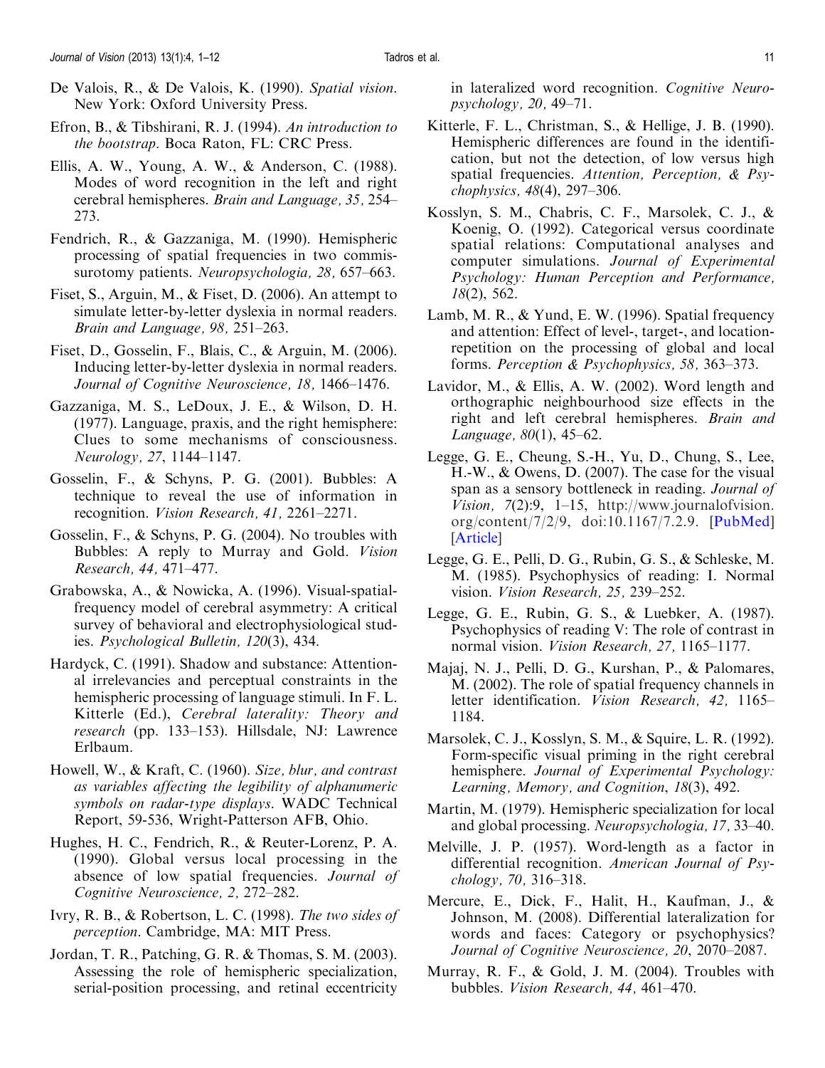De Valois, R., & De Valois, K. (1990). *Spatial vision*. New York: Oxford University Press.

Efron, B., & Tibshirani, R. J. (1994). *An introduction to the bootstrap*. Boca Raton, FL: CRC Press.

Ellis, A. W., Young, A. W., & Anderson, C. (1988). Modes of word recognition in the left and right cerebral hemispheres. *Brain and Language, 35,* 254–273.

Fendrich, R., & Gazzaniga, M. (1990). Hemispheric processing of spatial frequencies in two commissurotomy patients. *Neuropsychologia, 28,* 657–663.

Fiset, S., Arguin, M., & Fiset, D. (2006). An attempt to simulate letter-by-letter dyslexia in normal readers. *Brain and Language, 98,* 251–263.

Fiset, D., Gosselin, F., Blais, C., & Arguin, M. (2006). Inducing letter-by-letter dyslexia in normal readers. *Journal of Cognitive Neuroscience, 18,* 1466–1476.

Gazzaniga, M. S., LeDoux, J. E., & Wilson, D. H. (1977). Language, praxis, and the right hemisphere: Clues to some mechanisms of consciousness. *Neurology, 27,* 1144–1147.

Gosselin, F., & Schyns, P. G. (2001). Bubbles: A technique to reveal the use of information in recognition. *Vision Research, 41,* 2261–2271.

Gosselin, F., & Schyns, P. G. (2004). No troubles with Bubbles: A reply to Murray and Gold. *Vision Research, 44,* 471–477.

Grabowska, A., & Nowicka, A. (1996). Visual-spatial-frequency model of cerebral asymmetry: A critical survey of behavioral and electrophysiological studies. *Psychological Bulletin, 120*(3), 434.

Hardyck, C. (1991). Shadow and substance: Attentional irrelevancies and perceptual constraints in the hemispheric processing of language stimuli. In F. L. Kitterle (Ed.), *Cerebral laterality: Theory and research* (pp. 133–153). Hillsdale, NJ: Lawrence Erlbaum.

Howell, W., & Kraft, C. (1960). *Size, blur, and contrast as variables affecting the legibility of alphanumeric symbols on radar-type displays*. WADC Technical Report, 59-536, Wright-Patterson AFB, Ohio.

Hughes, H. C., Fendrich, R., & Reuter-Lorenz, P. A. (1990). Global versus local processing in the absence of low spatial frequencies. *Journal of Cognitive Neuroscience, 2,* 272–282.

Ivry, R. B., & Robertson, L. C. (1998). *The two sides of perception*. Cambridge, MA: MIT Press.

Jordan, T. R., Patching, G. R. & Thomas, S. M. (2003). Assessing the role of hemispheric specialization, serial-position processing, and retinal eccentricity in lateralized word recognition. *Cognitive Neuropsychology, 20,* 49–71.

Kitterle, F. L., Christman, S., & Hellige, J. B. (1990). Hemispheric differences are found in the identification, but not the detection, of low versus high spatial frequencies. *Attention, Perception, & Psychophysics, 48*(4), 297–306.

Kosslyn, S. M., Chabris, C. F., Marsolek, C. J., & Koenig, O. (1992). Categorical versus coordinate spatial relations: Computational analyses and computer simulations. *Journal of Experimental Psychology: Human Perception and Performance, 18*(2), 562.

Lamb, M. R., & Yund, E. W. (1996). Spatial frequency and attention: Effect of level-, target-, and location-repetition on the processing of global and local forms. *Perception & Psychophysics, 58,* 363–373.

Lavidor, M., & Ellis, A. W. (2002). Word length and orthographic neighbourhood size effects in the right and left cerebral hemispheres. *Brain and Language, 80*(1), 45–62.

Legge, G. E., Cheung, S.-H., Yu, D., Chung, S., Lee, H.-W., & Owens, D. (2007). The case for the visual span as a sensory bottleneck in reading. *Journal of Vision, 7*(2):9, 1–15, http://www.journalofvision.org/content/7/2/9, doi:10.1167/7.2.9. [PubMed] [Article]

Legge, G. E., Pelli, D. G., Rubin, G. S., & Schleske, M. M. (1985). Psychophysics of reading: I. Normal vision. *Vision Research, 25,* 239–252.

Legge, G. E., Rubin, G. S., & Luebker, A. (1987). Psychophysics of reading V: The role of contrast in normal vision. *Vision Research, 27,* 1165–1177.

Majaj, N. J., Pelli, D. G., Kurshan, P., & Palomares, M. (2002). The role of spatial frequency channels in letter identification. *Vision Research, 42,* 1165–1184.

Marsolek, C. J., Kosslyn, S. M., & Squire, L. R. (1992). Form-specific visual priming in the right cerebral hemisphere. *Journal of Experimental Psychology: Learning, Memory, and Cognition*, *18*(3), 492.

Martin, M. (1979). Hemispheric specialization for local and global processing. *Neuropsychologia, 17,* 33–40.

Melville, J. P. (1957). Word-length as a factor in differential recognition. *American Journal of Psychology, 70,* 316–318.

Mercure, E., Dick, F., Halit, H., Kaufman, J., & Johnson, M. (2008). Differential lateralization for words and faces: Category or psychophysics? *Journal of Cognitive Neuroscience, 20*, 2070–2087.

Murray, R. F., & Gold, J. M. (2004). Troubles with bubbles. *Vision Research, 44,* 461–470.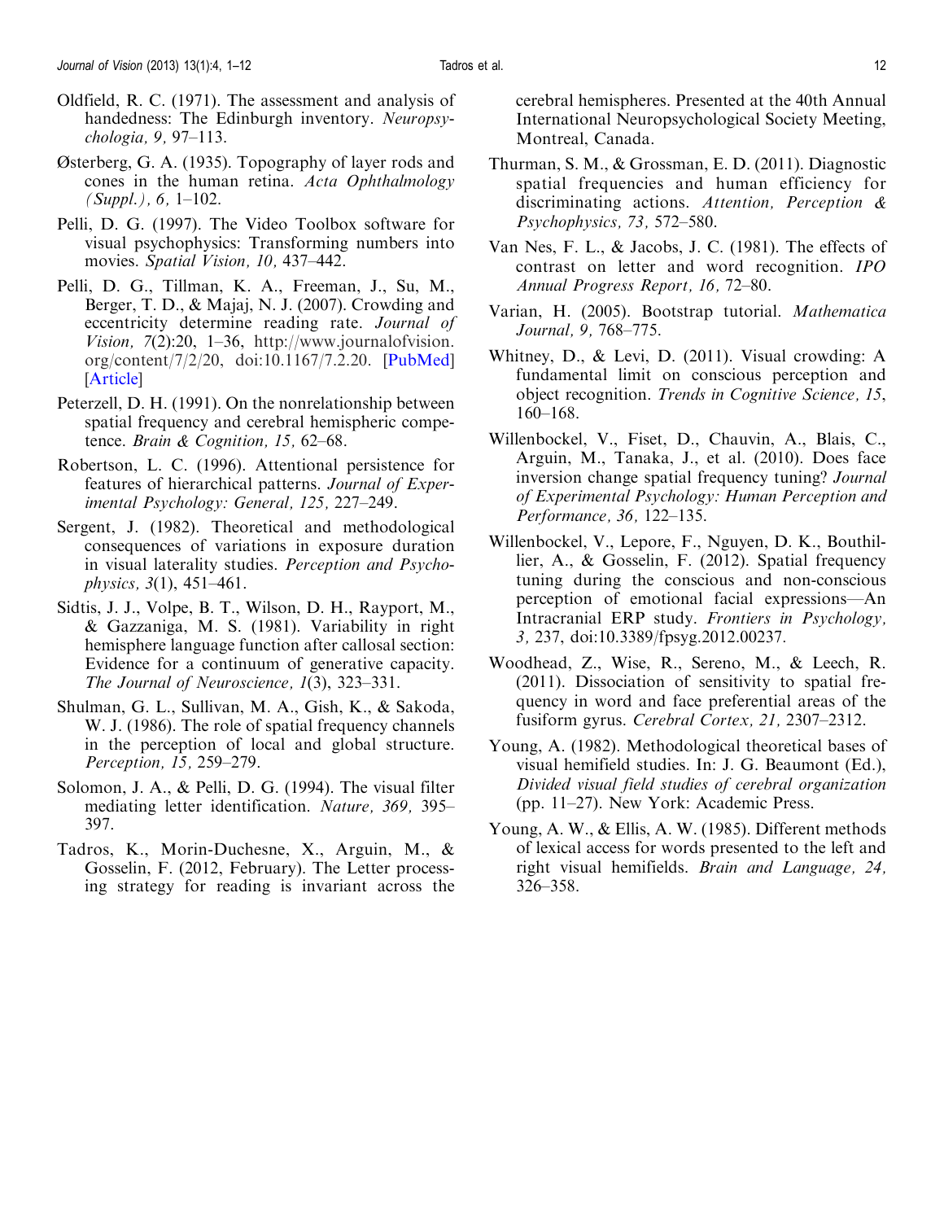Oldfield, R. C. (1971). The assessment and analysis of handedness: The Edinburgh inventory. *Neuropsychologia, 9,* 97–113.

Østerberg, G. A. (1935). Topography of layer rods and cones in the human retina. *Acta Ophthalmology (Suppl.), 6,* 1–102.

Pelli, D. G. (1997). The Video Toolbox software for visual psychophysics: Transforming numbers into movies. *Spatial Vision, 10,* 437–442.

Pelli, D. G., Tillman, K. A., Freeman, J., Su, M., Berger, T. D., & Majaj, N. J. (2007). Crowding and eccentricity determine reading rate. *Journal of Vision, 7*(2):20, 1–36, http://www.journalofvision.org/content/7/2/20, doi:10.1167/7.2.20. [PubMed] [Article]

Peterzell, D. H. (1991). On the nonrelationship between spatial frequency and cerebral hemispheric competence. *Brain & Cognition, 15,* 62–68.

Robertson, L. C. (1996). Attentional persistence for features of hierarchical patterns. *Journal of Experimental Psychology: General, 125,* 227–249.

Sergent, J. (1982). Theoretical and methodological consequences of variations in exposure duration in visual laterality studies. *Perception and Psychophysics, 3*(1), 451–461.

Sidtis, J. J., Volpe, B. T., Wilson, D. H., Rayport, M., & Gazzaniga, M. S. (1981). Variability in right hemisphere language function after callosal section: Evidence for a continuum of generative capacity. *The Journal of Neuroscience, 1*(3), 323–331.

Shulman, G. L., Sullivan, M. A., Gish, K., & Sakoda, W. J. (1986). The role of spatial frequency channels in the perception of local and global structure. *Perception, 15,* 259–279.

Solomon, J. A., & Pelli, D. G. (1994). The visual filter mediating letter identification. *Nature, 369,* 395–397.

Tadros, K., Morin-Duchesne, X., Arguin, M., & Gosselin, F. (2012, February). The Letter processing strategy for reading is invariant across the cerebral hemispheres. Presented at the 40th Annual International Neuropsychological Society Meeting, Montreal, Canada.

Thurman, S. M., & Grossman, E. D. (2011). Diagnostic spatial frequencies and human efficiency for discriminating actions. *Attention, Perception & Psychophysics, 73,* 572–580.

Van Nes, F. L., & Jacobs, J. C. (1981). The effects of contrast on letter and word recognition. *IPO Annual Progress Report, 16,* 72–80.

Varian, H. (2005). Bootstrap tutorial. *Mathematica Journal, 9,* 768–775.

Whitney, D., & Levi, D. (2011). Visual crowding: A fundamental limit on conscious perception and object recognition. *Trends in Cognitive Science, 15,* 160–168.

Willenbockel, V., Fiset, D., Chauvin, A., Blais, C., Arguin, M., Tanaka, J., et al. (2010). Does face inversion change spatial frequency tuning? *Journal of Experimental Psychology: Human Perception and Performance, 36,* 122–135.

Willenbockel, V., Lepore, F., Nguyen, D. K., Bouthillier, A., & Gosselin, F. (2012). Spatial frequency tuning during the conscious and non-conscious perception of emotional facial expressions—An Intracranial ERP study. *Frontiers in Psychology, 3,* 237, doi:10.3389/fpsyg.2012.00237.

Woodhead, Z., Wise, R., Sereno, M., & Leech, R. (2011). Dissociation of sensitivity to spatial frequency in word and face preferential areas of the fusiform gyrus. *Cerebral Cortex, 21,* 2307–2312.

Young, A. (1982). Methodological theoretical bases of visual hemifield studies. In: J. G. Beaumont (Ed.), *Divided visual field studies of cerebral organization* (pp. 11–27). New York: Academic Press.

Young, A. W., & Ellis, A. W. (1985). Different methods of lexical access for words presented to the left and right visual hemifields. *Brain and Language, 24,* 326–358.